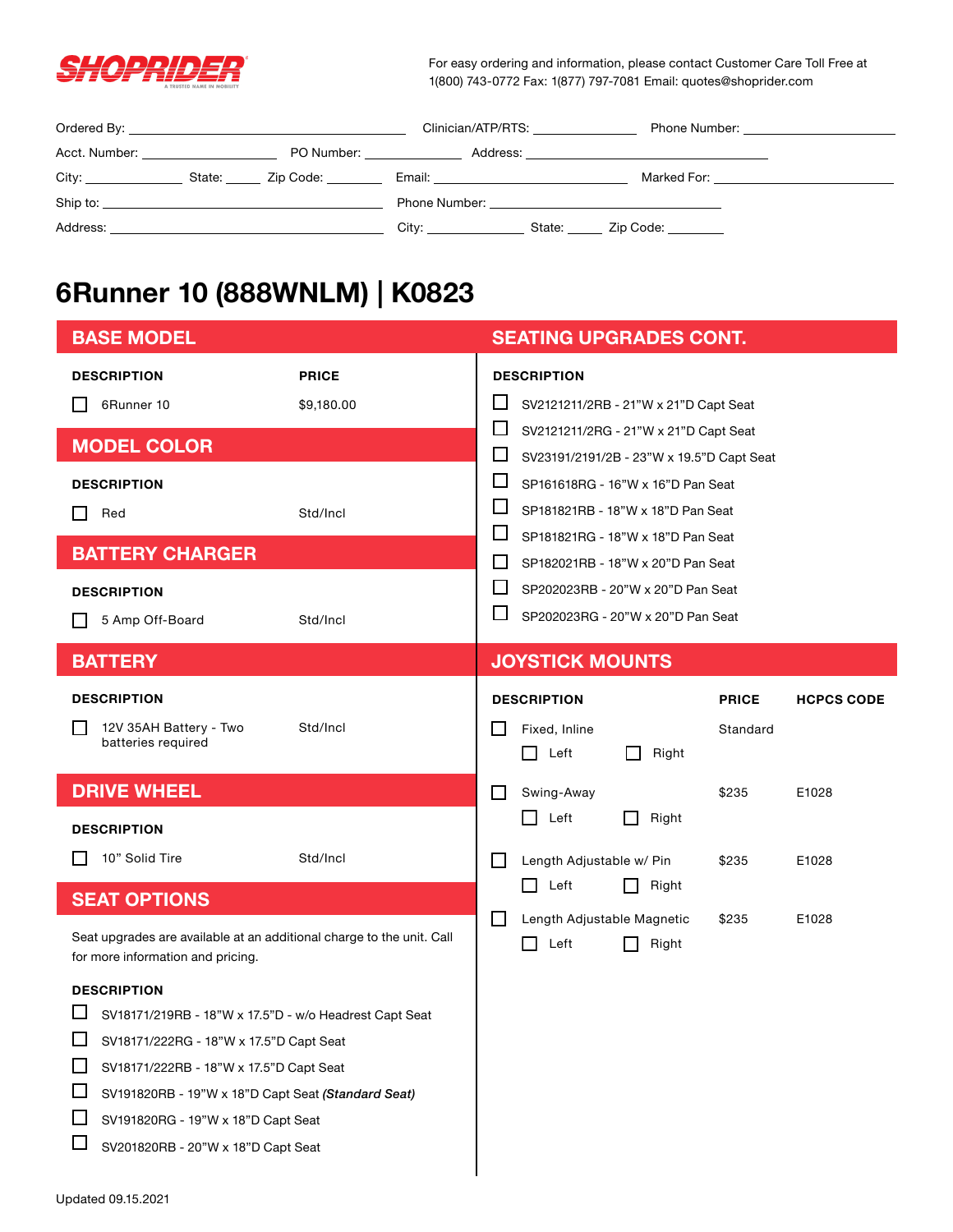SHOPRIDER
A TRUSTED NAME IN MOBILITY

For easy ordering and information, please contact Customer Care Toll Free at 1(800) 743-0772 Fax: 1(877) 797-7081 Email: quotes@shoprider.com

Ordered By: ______________________ Clinician/ATP/RTS: __________ Phone Number: ______________

Acct. Number: ____________ PO Number: __________ Address: ______________________

City: __________ State: ____ Zip Code: ______ Email: ________________ Marked For: ______________

Ship to: ______________________ Phone Number: ______________________

Address: ______________________ City: __________ State: ____ Zip Code: ______

# 6Runner 10 (888WNLM) | K0823

## BASE MODEL

| DESCRIPTION | PRICE |
|---|---|
| ☐ 6Runner 10 | $9,180.00 |

## MODEL COLOR

| DESCRIPTION | |
|---|---|
| ☐ Red | Std/Incl |

## BATTERY CHARGER

| DESCRIPTION | |
|---|---|
| ☐ 5 Amp Off-Board | Std/Incl |

## BATTERY

| DESCRIPTION | |
|---|---|
| ☐ 12V 35AH Battery - Two batteries required | Std/Incl |

## DRIVE WHEEL

| DESCRIPTION | |
|---|---|
| ☐ 10" Solid Tire | Std/Incl |

## SEAT OPTIONS

Seat upgrades are available at an additional charge to the unit. Call for more information and pricing.

**DESCRIPTION**

- ☐ SV18171/219RB - 18"W x 17.5"D - w/o Headrest Capt Seat
- ☐ SV18171/222RG - 18"W x 17.5"D Capt Seat
- ☐ SV18171/222RB - 18"W x 17.5"D Capt Seat
- ☐ SV191820RB - 19"W x 18"D Capt Seat ***(Standard Seat)***
- ☐ SV191820RG - 19"W x 18"D Capt Seat
- ☐ SV201820RB - 20"W x 18"D Capt Seat

## SEATING UPGRADES CONT.

**DESCRIPTION**

- ☐ SV2121211/2RB - 21"W x 21"D Capt Seat
- ☐ SV2121211/2RG - 21"W x 21"D Capt Seat
- ☐ SV23191/2191/2B - 23"W x 19.5"D Capt Seat
- ☐ SP161618RG - 16"W x 16"D Pan Seat
- ☐ SP181821RB - 18"W x 18"D Pan Seat
- ☐ SP181821RG - 18"W x 18"D Pan Seat
- ☐ SP182021RB - 18"W x 20"D Pan Seat
- ☐ SP202023RB - 20"W x 20"D Pan Seat
- ☐ SP202023RG - 20"W x 20"D Pan Seat

## JOYSTICK MOUNTS

| DESCRIPTION | PRICE | HCPCS CODE |
|---|---|---|
| ☐ Fixed, Inline (☐ Left ☐ Right) | Standard | |
| ☐ Swing-Away (☐ Left ☐ Right) | $235 | E1028 |
| ☐ Length Adjustable w/ Pin (☐ Left ☐ Right) | $235 | E1028 |
| ☐ Length Adjustable Magnetic (☐ Left ☐ Right) | $235 | E1028 |

Updated 09.15.2021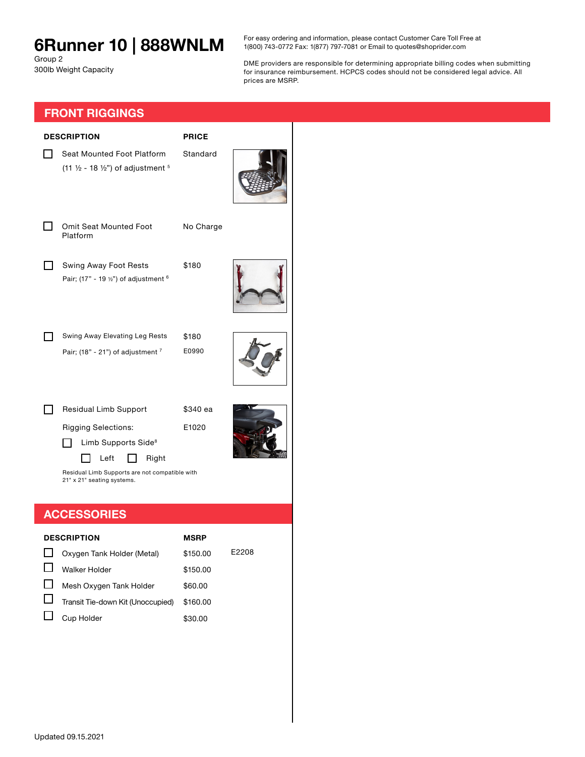# 6Runner 10 | 888WNLM

Group 2

300lb Weight Capacity

For easy ordering and information, please contact Customer Care Toll Free at 1(800) 743-0772 Fax: 1(877) 797-7081 or Email to quotes@shoprider.com

DME providers are responsible for determining appropriate billing codes when submitting for insurance reimbursement. HCPCS codes should not be considered legal advice. All prices are MSRP.

## FRONT RIGGINGS

| DESCRIPTION | PRICE |
|---|---|
| ☐ Seat Mounted Foot Platform (11 ½ - 18 ½") of adjustment [5] | Standard |
| ☐ Omit Seat Mounted Foot Platform | No Charge |
| ☐ Swing Away Foot Rests Pair; (17" - 19 ½") of adjustment [6] | $180 |
| ☐ Swing Away Elevating Leg Rests Pair; (18" - 21") of adjustment [7] | $180 E0990 |
| ☐ Residual Limb Support Rigging Selections: ☐ Limb Supports Side[8] ☐ Left ☐ Right | $340 ea E1020 |

Residual Limb Supports are not compatible with 21" x 21" seating systems.

## ACCESSORIES

| DESCRIPTION | MSRP | |
|---|---|---|
| ☐ Oxygen Tank Holder (Metal) | $150.00 | E2208 |
| ☐ Walker Holder | $150.00 | |
| ☐ Mesh Oxygen Tank Holder | $60.00 | |
| ☐ Transit Tie-down Kit (Unoccupied) | $160.00 | |
| ☐ Cup Holder | $30.00 | |

Updated 09.15.2021